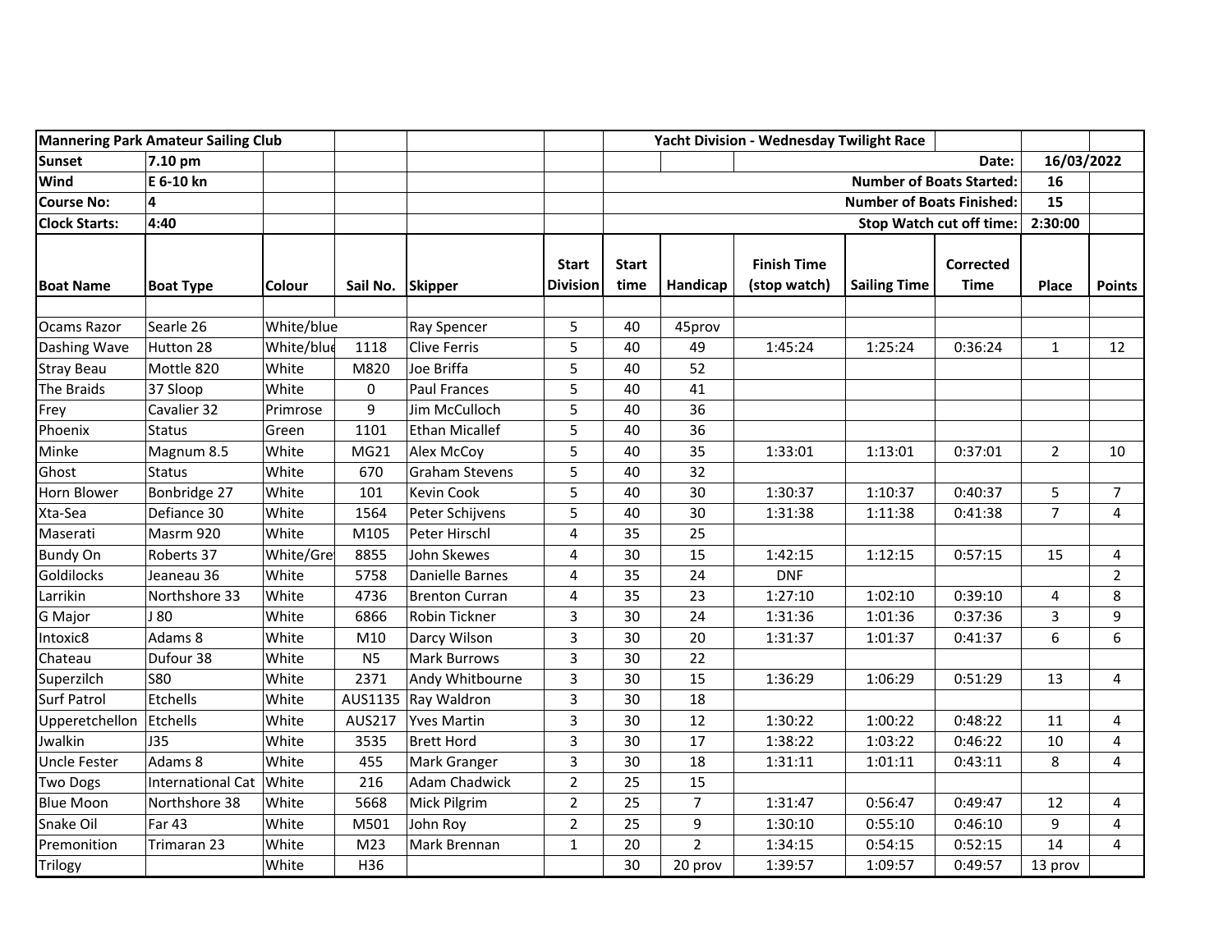| Mannering Park Amateur Sailing Club | | | | | Yacht Division - Wednesday Twilight Race | | | | | | | |
|---|---|---|---|---|---|---|---|---|---|---|---|---|
| Sunset | 7.10 pm | | | | | | | | | Date: | 16/03/2022 | |
| Wind | E 6-10 kn | | | | | | | | | Number of Boats Started: | 16 | |
| Course No: | 4 | | | | | | | | | Number of Boats Finished: | 15 | |
| Clock Starts: | 4:40 | | | | | | | | | Stop Watch cut off time: | 2:30:00 | |
| **Boat Name** | **Boat Type** | **Colour** | **Sail No.** | **Skipper** | **Start Division** | **Start time** | **Handicap** | **Finish Time (stop watch)** | **Sailing Time** | **Corrected Time** | **Place** | **Points** |
| | | | | | | | | | | | | |
| Ocams Razor | Searle 26 | White/blue | | Ray Spencer | 5 | 40 | 45prov | | | | | |
| Dashing Wave | Hutton 28 | White/blue | 1118 | Clive Ferris | 5 | 40 | 49 | 1:45:24 | 1:25:24 | 0:36:24 | 1 | 12 |
| Stray Beau | Mottle 820 | White | M820 | Joe Briffa | 5 | 40 | 52 | | | | | |
| The Braids | 37 Sloop | White | 0 | Paul Frances | 5 | 40 | 41 | | | | | |
| Frey | Cavalier 32 | Primrose | 9 | Jim McCulloch | 5 | 40 | 36 | | | | | |
| Phoenix | Status | Green | 1101 | Ethan Micallef | 5 | 40 | 36 | | | | | |
| Minke | Magnum 8.5 | White | MG21 | Alex McCoy | 5 | 40 | 35 | 1:33:01 | 1:13:01 | 0:37:01 | 2 | 10 |
| Ghost | Status | White | 670 | Graham Stevens | 5 | 40 | 32 | | | | | |
| Horn Blower | Bonbridge 27 | White | 101 | Kevin Cook | 5 | 40 | 30 | 1:30:37 | 1:10:37 | 0:40:37 | 5 | 7 |
| Xta-Sea | Defiance 30 | White | 1564 | Peter Schijvens | 5 | 40 | 30 | 1:31:38 | 1:11:38 | 0:41:38 | 7 | 4 |
| Maserati | Masrm 920 | White | M105 | Peter Hirschl | 4 | 35 | 25 | | | | | |
| Bundy On | Roberts 37 | White/Gre | 8855 | John Skewes | 4 | 30 | 15 | 1:42:15 | 1:12:15 | 0:57:15 | 15 | 4 |
| Goldilocks | Jeaneau 36 | White | 5758 | Danielle Barnes | 4 | 35 | 24 | DNF | | | | 2 |
| Larrikin | Northshore 33 | White | 4736 | Brenton Curran | 4 | 35 | 23 | 1:27:10 | 1:02:10 | 0:39:10 | 4 | 8 |
| G Major | J 80 | White | 6866 | Robin Tickner | 3 | 30 | 24 | 1:31:36 | 1:01:36 | 0:37:36 | 3 | 9 |
| Intoxic8 | Adams 8 | White | M10 | Darcy Wilson | 3 | 30 | 20 | 1:31:37 | 1:01:37 | 0:41:37 | 6 | 6 |
| Chateau | Dufour 38 | White | N5 | Mark Burrows | 3 | 30 | 22 | | | | | |
| Superzilch | S80 | White | 2371 | Andy Whitbourne | 3 | 30 | 15 | 1:36:29 | 1:06:29 | 0:51:29 | 13 | 4 |
| Surf Patrol | Etchells | White | AUS1135 | Ray Waldron | 3 | 30 | 18 | | | | | |
| Upperetchellon | Etchells | White | AUS217 | Yves Martin | 3 | 30 | 12 | 1:30:22 | 1:00:22 | 0:48:22 | 11 | 4 |
| Jwalkin | J35 | White | 3535 | Brett Hord | 3 | 30 | 17 | 1:38:22 | 1:03:22 | 0:46:22 | 10 | 4 |
| Uncle Fester | Adams 8 | White | 455 | Mark Granger | 3 | 30 | 18 | 1:31:11 | 1:01:11 | 0:43:11 | 8 | 4 |
| Two Dogs | International Cat | White | 216 | Adam Chadwick | 2 | 25 | 15 | | | | | |
| Blue Moon | Northshore 38 | White | 5668 | Mick Pilgrim | 2 | 25 | 7 | 1:31:47 | 0:56:47 | 0:49:47 | 12 | 4 |
| Snake Oil | Far 43 | White | M501 | John Roy | 2 | 25 | 9 | 1:30:10 | 0:55:10 | 0:46:10 | 9 | 4 |
| Premonition | Trimaran 23 | White | M23 | Mark Brennan | 1 | 20 | 2 | 1:34:15 | 0:54:15 | 0:52:15 | 14 | 4 |
| Trilogy | | White | H36 | | | 30 | 20 prov | 1:39:57 | 1:09:57 | 0:49:57 | 13 prov | |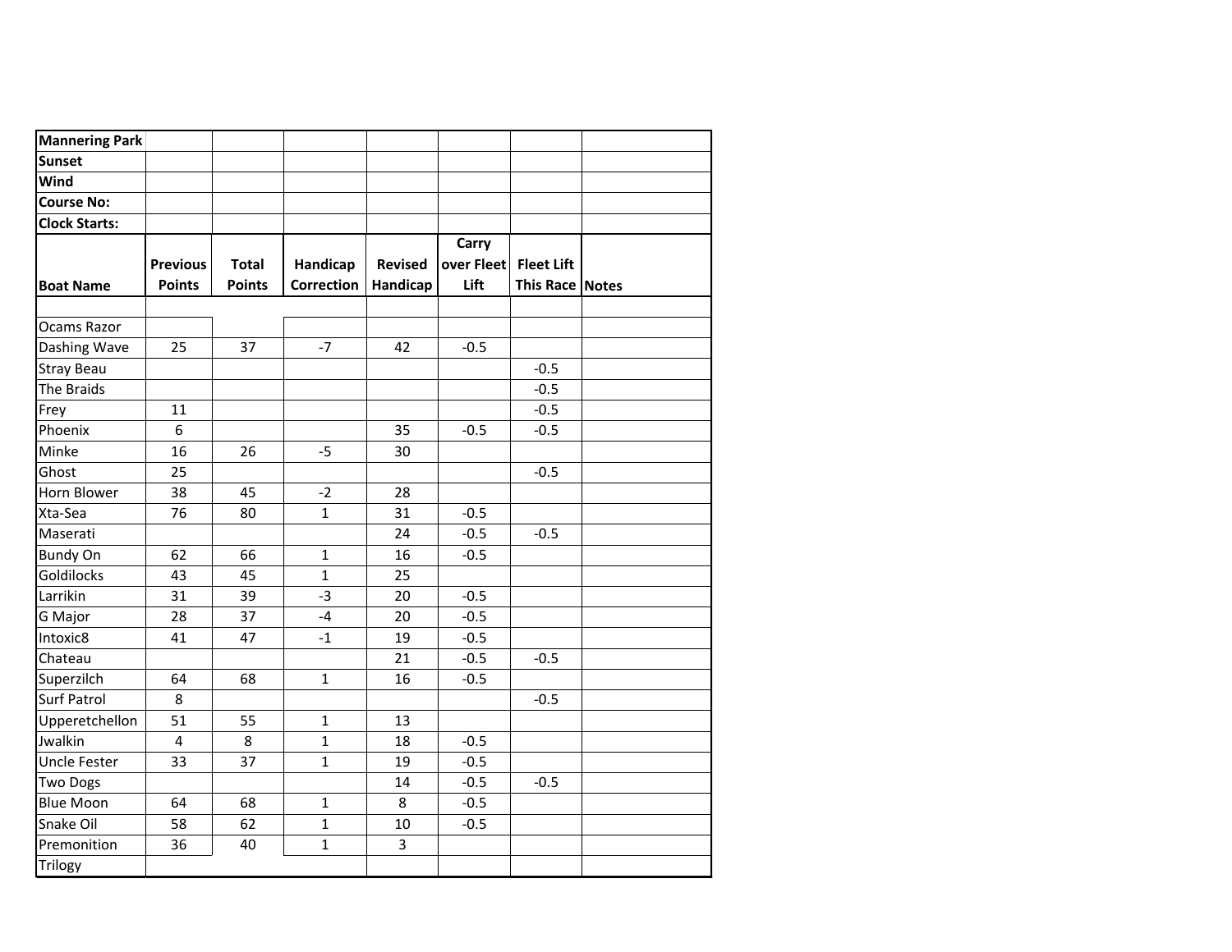| | | | | | | | |
|---|---|---|---|---|---|---|---|
| **Mannering Park** | | | | | | | |
| **Sunset** | | | | | | | |
| **Wind** | | | | | | | |
| **Course No:** | | | | | | | |
| **Clock Starts:** | | | | | | | |
| **Boat Name** | **Previous Points** | **Total Points** | **Handicap Correction** | **Revised Handicap** | **Carry over Fleet Lift** | **Fleet Lift This Race** | **Notes** |
| | | | | | | | |
| Ocams Razor | | | | | | | |
| Dashing Wave | 25 | 37 | -7 | 42 | -0.5 | | |
| Stray Beau | | | | | | -0.5 | |
| The Braids | | | | | | -0.5 | |
| Frey | 11 | | | | | -0.5 | |
| Phoenix | 6 | | | 35 | -0.5 | -0.5 | |
| Minke | 16 | 26 | -5 | 30 | | | |
| Ghost | 25 | | | | | -0.5 | |
| Horn Blower | 38 | 45 | -2 | 28 | | | |
| Xta-Sea | 76 | 80 | 1 | 31 | -0.5 | | |
| Maserati | | | | 24 | -0.5 | -0.5 | |
| Bundy On | 62 | 66 | 1 | 16 | -0.5 | | |
| Goldilocks | 43 | 45 | 1 | 25 | | | |
| Larrikin | 31 | 39 | -3 | 20 | -0.5 | | |
| G Major | 28 | 37 | -4 | 20 | -0.5 | | |
| Intoxic8 | 41 | 47 | -1 | 19 | -0.5 | | |
| Chateau | | | | 21 | -0.5 | -0.5 | |
| Superzilch | 64 | 68 | 1 | 16 | -0.5 | | |
| Surf Patrol | 8 | | | | | -0.5 | |
| Upperetchellon | 51 | 55 | 1 | 13 | | | |
| Jwalkin | 4 | 8 | 1 | 18 | -0.5 | | |
| Uncle Fester | 33 | 37 | 1 | 19 | -0.5 | | |
| Two Dogs | | | | 14 | -0.5 | -0.5 | |
| Blue Moon | 64 | 68 | 1 | 8 | -0.5 | | |
| Snake Oil | 58 | 62 | 1 | 10 | -0.5 | | |
| Premonition | 36 | 40 | 1 | 3 | | | |
| Trilogy | | | | | | | |